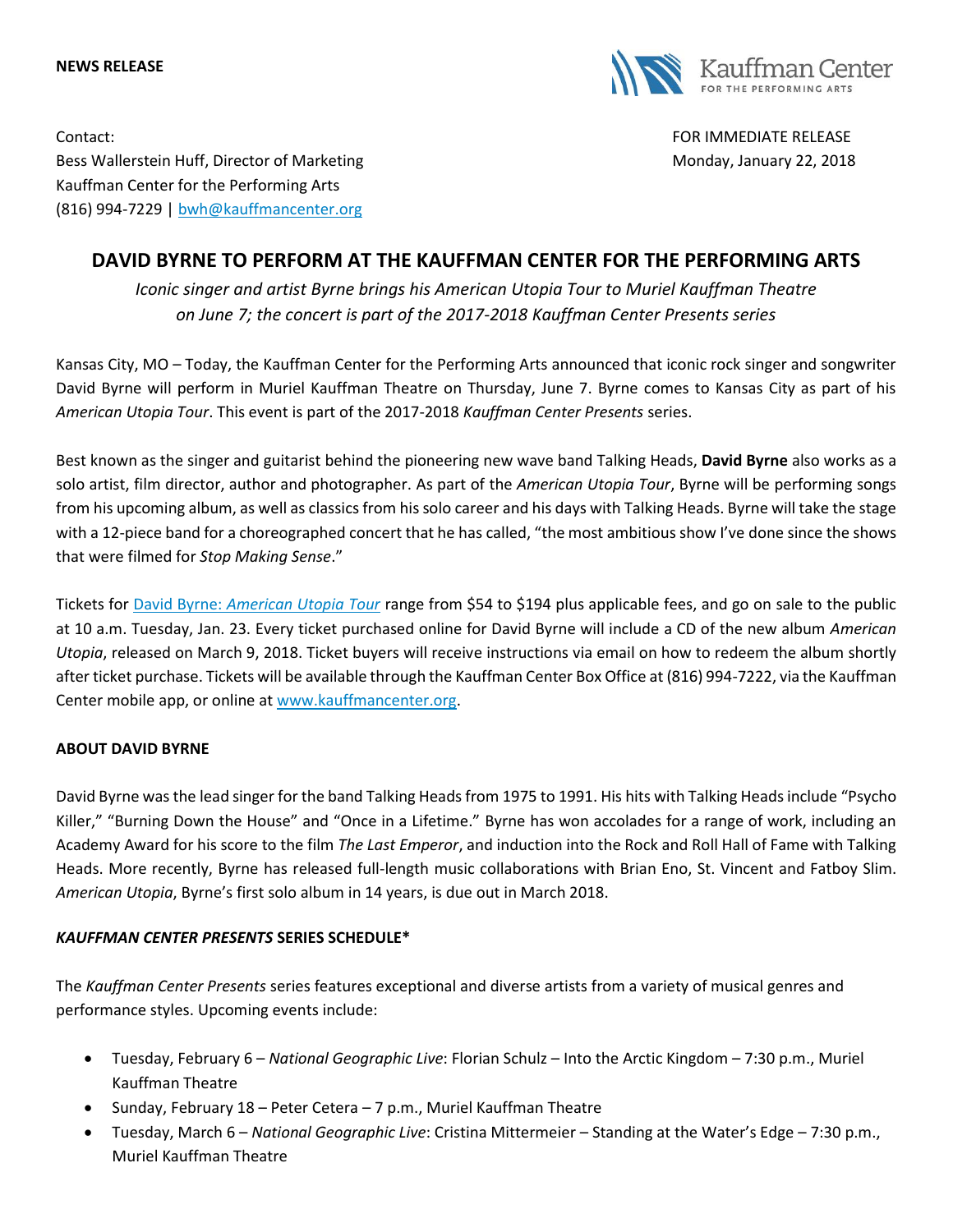**NEWS RELEASE**

Contact:
Bess Wallerstein Huff, Director of Marketing
Kauffman Center for the Performing Arts
(816) 994-7229 | bwh@kauffmancenter.org

FOR IMMEDIATE RELEASE
Monday, January 22, 2018

# DAVID BYRNE TO PERFORM AT THE KAUFFMAN CENTER FOR THE PERFORMING ARTS

*Iconic singer and artist Byrne brings his American Utopia Tour to Muriel Kauffman Theatre on June 7; the concert is part of the 2017-2018 Kauffman Center Presents series*

Kansas City, MO – Today, the Kauffman Center for the Performing Arts announced that iconic rock singer and songwriter David Byrne will perform in Muriel Kauffman Theatre on Thursday, June 7. Byrne comes to Kansas City as part of his *American Utopia Tour*. This event is part of the 2017-2018 *Kauffman Center Presents* series.

Best known as the singer and guitarist behind the pioneering new wave band Talking Heads, **David Byrne** also works as a solo artist, film director, author and photographer. As part of the *American Utopia Tour*, Byrne will be performing songs from his upcoming album, as well as classics from his solo career and his days with Talking Heads. Byrne will take the stage with a 12-piece band for a choreographed concert that he has called, "the most ambitious show I've done since the shows that were filmed for *Stop Making Sense*."

Tickets for David Byrne: *American Utopia Tour* range from $54 to $194 plus applicable fees, and go on sale to the public at 10 a.m. Tuesday, Jan. 23. Every ticket purchased online for David Byrne will include a CD of the new album *American Utopia*, released on March 9, 2018. Ticket buyers will receive instructions via email on how to redeem the album shortly after ticket purchase. Tickets will be available through the Kauffman Center Box Office at (816) 994-7222, via the Kauffman Center mobile app, or online at www.kauffmancenter.org.

## ABOUT DAVID BYRNE

David Byrne was the lead singer for the band Talking Heads from 1975 to 1991. His hits with Talking Heads include "Psycho Killer," "Burning Down the House" and "Once in a Lifetime." Byrne has won accolades for a range of work, including an Academy Award for his score to the film *The Last Emperor*, and induction into the Rock and Roll Hall of Fame with Talking Heads. More recently, Byrne has released full-length music collaborations with Brian Eno, St. Vincent and Fatboy Slim. *American Utopia*, Byrne's first solo album in 14 years, is due out in March 2018.

## *KAUFFMAN CENTER PRESENTS* SERIES SCHEDULE*

The *Kauffman Center Presents* series features exceptional and diverse artists from a variety of musical genres and performance styles. Upcoming events include:

- Tuesday, February 6 – *National Geographic Live*: Florian Schulz – Into the Arctic Kingdom – 7:30 p.m., Muriel Kauffman Theatre
- Sunday, February 18 – Peter Cetera – 7 p.m., Muriel Kauffman Theatre
- Tuesday, March 6 – *National Geographic Live*: Cristina Mittermeier – Standing at the Water's Edge – 7:30 p.m., Muriel Kauffman Theatre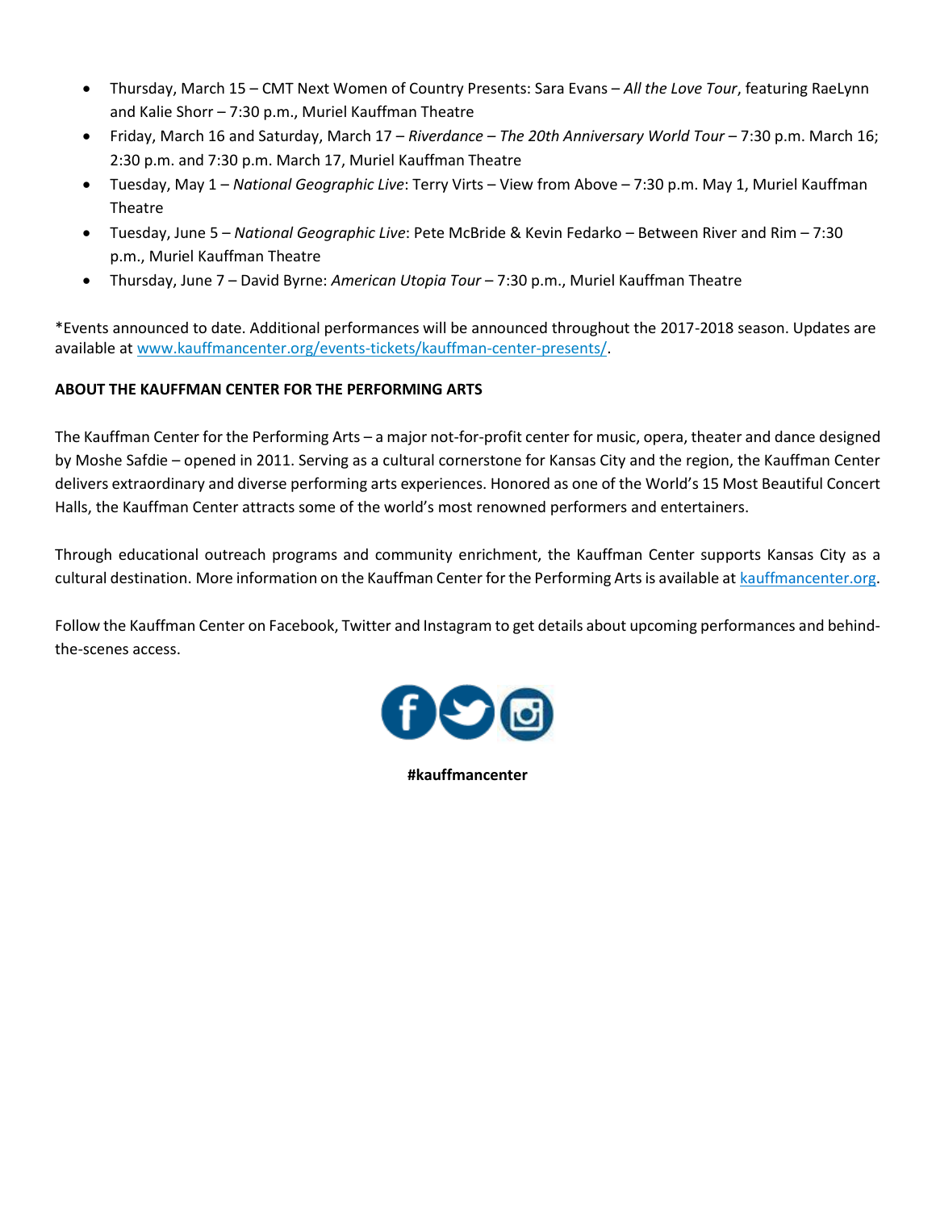- Thursday, March 15 – CMT Next Women of Country Presents: Sara Evans – *All the Love Tour*, featuring RaeLynn and Kalie Shorr – 7:30 p.m., Muriel Kauffman Theatre
- Friday, March 16 and Saturday, March 17 – *Riverdance – The 20th Anniversary World Tour* – 7:30 p.m. March 16; 2:30 p.m. and 7:30 p.m. March 17, Muriel Kauffman Theatre
- Tuesday, May 1 – *National Geographic Live*: Terry Virts – View from Above – 7:30 p.m. May 1, Muriel Kauffman Theatre
- Tuesday, June 5 – *National Geographic Live*: Pete McBride & Kevin Fedarko – Between River and Rim – 7:30 p.m., Muriel Kauffman Theatre
- Thursday, June 7 – David Byrne: *American Utopia Tour* – 7:30 p.m., Muriel Kauffman Theatre

*Events announced to date. Additional performances will be announced throughout the 2017-2018 season. Updates are available at www.kauffmancenter.org/events-tickets/kauffman-center-presents/.

**ABOUT THE KAUFFMAN CENTER FOR THE PERFORMING ARTS**

The Kauffman Center for the Performing Arts – a major not-for-profit center for music, opera, theater and dance designed by Moshe Safdie – opened in 2011. Serving as a cultural cornerstone for Kansas City and the region, the Kauffman Center delivers extraordinary and diverse performing arts experiences. Honored as one of the World's 15 Most Beautiful Concert Halls, the Kauffman Center attracts some of the world's most renowned performers and entertainers.

Through educational outreach programs and community enrichment, the Kauffman Center supports Kansas City as a cultural destination. More information on the Kauffman Center for the Performing Arts is available at kauffmancenter.org.

Follow the Kauffman Center on Facebook, Twitter and Instagram to get details about upcoming performances and behind-the-scenes access.

**#kauffmancenter**